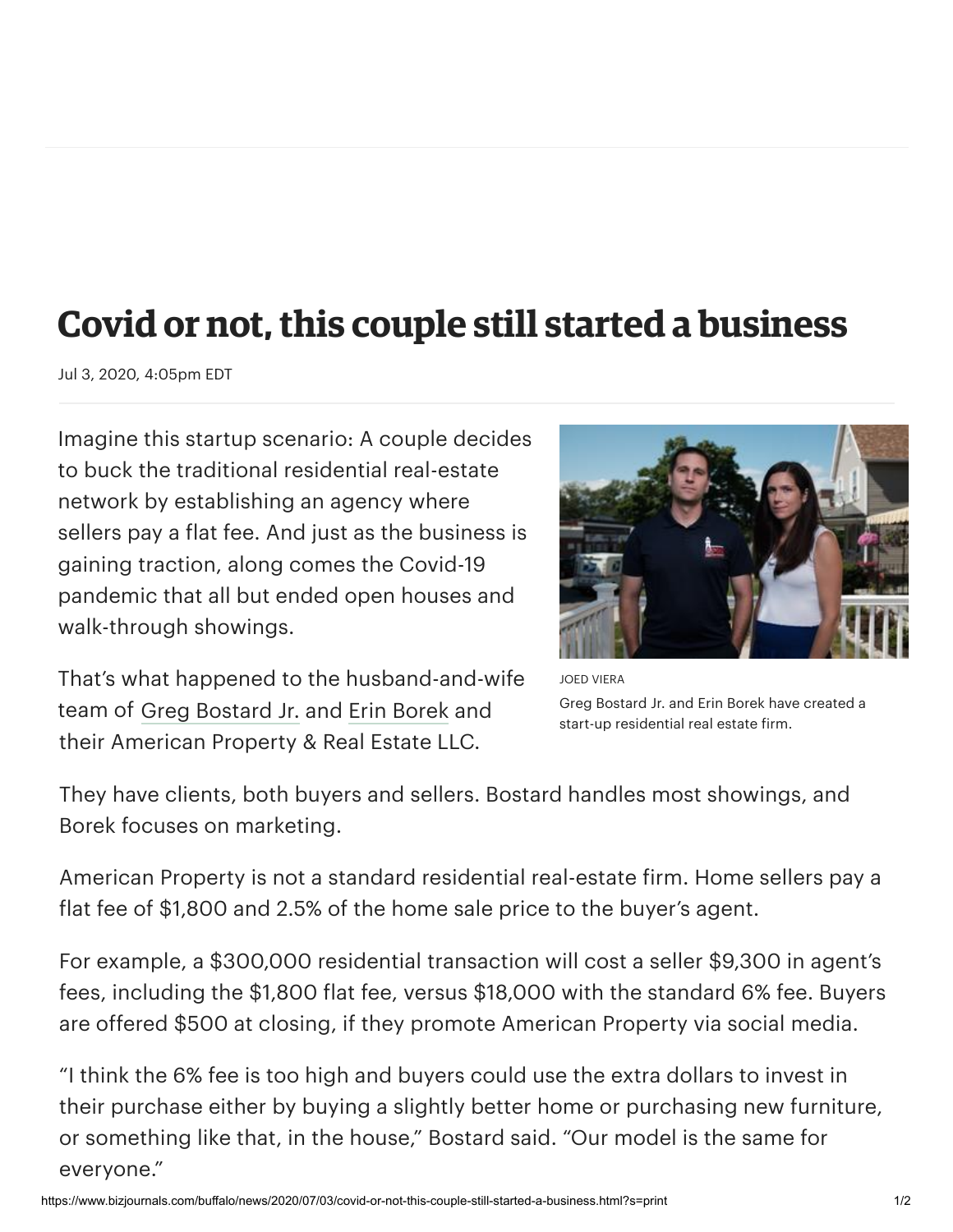# Covid or not, this couple still started a business

Jul 3, 2020, 4:05pm EDT

Imagine this startup scenario: A couple decides to buck the traditional residential real-estate network by establishing an agency where sellers pay a flat fee. And just as the business is gaining traction, along comes the Covid-19 pandemic that all but ended open houses and walk-through showings.

JOED VIERA

Greg Bostard Jr. and Erin Borek have created a start-up residential real estate firm.

That's what happened to the husband-and-wife team of Greg Bostard Jr. and Erin Borek and their American Property & Real Estate LLC.

They have clients, both buyers and sellers. Bostard handles most showings, and Borek focuses on marketing.

American Property is not a standard residential real-estate firm. Home sellers pay a flat fee of $1,800 and 2.5% of the home sale price to the buyer's agent.

For example, a $300,000 residential transaction will cost a seller $9,300 in agent's fees, including the $1,800 flat fee, versus $18,000 with the standard 6% fee. Buyers are offered $500 at closing, if they promote American Property via social media.

"I think the 6% fee is too high and buyers could use the extra dollars to invest in their purchase either by buying a slightly better home or purchasing new furniture, or something like that, in the house," Bostard said. "Our model is the same for everyone."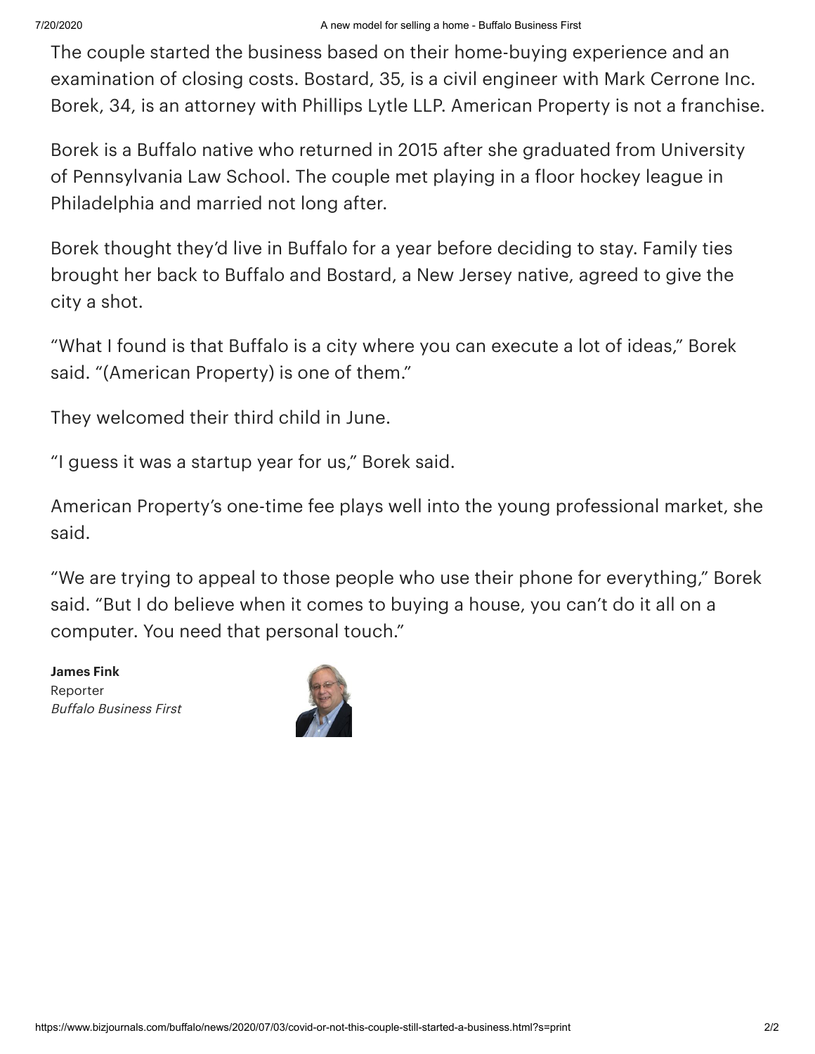The couple started the business based on their home-buying experience and an examination of closing costs. Bostard, 35, is a civil engineer with Mark Cerrone Inc. Borek, 34, is an attorney with Phillips Lytle LLP. American Property is not a franchise.

Borek is a Buffalo native who returned in 2015 after she graduated from University of Pennsylvania Law School. The couple met playing in a floor hockey league in Philadelphia and married not long after.

Borek thought they'd live in Buffalo for a year before deciding to stay. Family ties brought her back to Buffalo and Bostard, a New Jersey native, agreed to give the city a shot.

"What I found is that Buffalo is a city where you can execute a lot of ideas," Borek said. "(American Property) is one of them."

They welcomed their third child in June.

"I guess it was a startup year for us," Borek said.

American Property's one-time fee plays well into the young professional market, she said.

"We are trying to appeal to those people who use their phone for everything," Borek said. "But I do believe when it comes to buying a house, you can't do it all on a computer. You need that personal touch."

**James Fink**
Reporter
*Buffalo Business First*